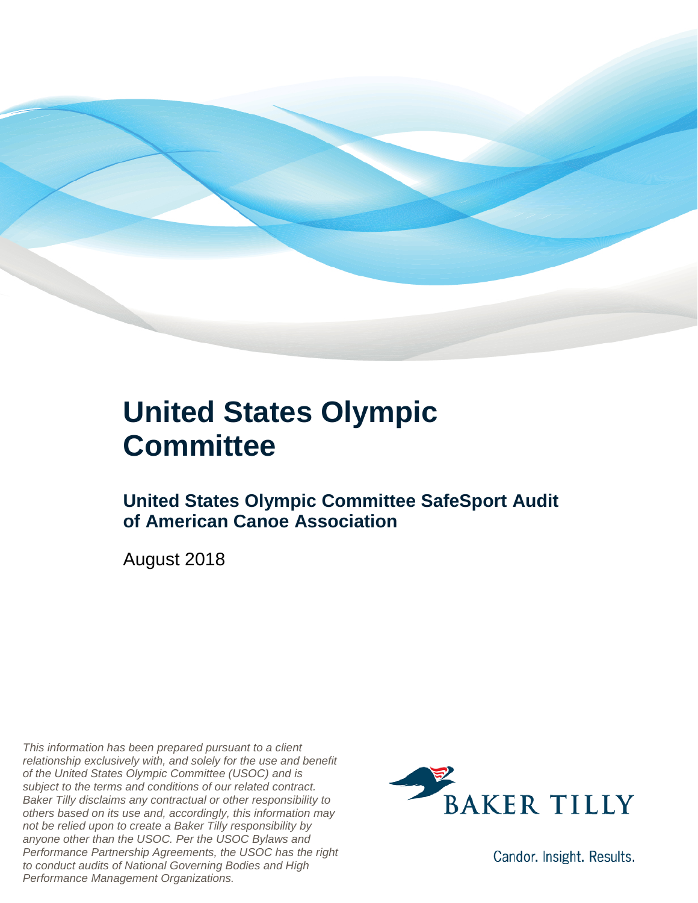# United States Olympic Committee

## United States Olympic Committee SafeSport Audit of American Canoe Association

August 2018

*This information has been prepared pursuant to a client relationship exclusively with, and solely for the use and benefit of the United States Olympic Committee (USOC) and is subject to the terms and conditions of our related contract. Baker Tilly disclaims any contractual or other responsibility to others based on its use and, accordingly, this information may not be relied upon to create a Baker Tilly responsibility by anyone other than the USOC. Per the USOC Bylaws and Performance Partnership Agreements, the USOC has the right to conduct audits of National Governing Bodies and High Performance Management Organizations.*

BAKER TILLY

Candor. Insight. Results.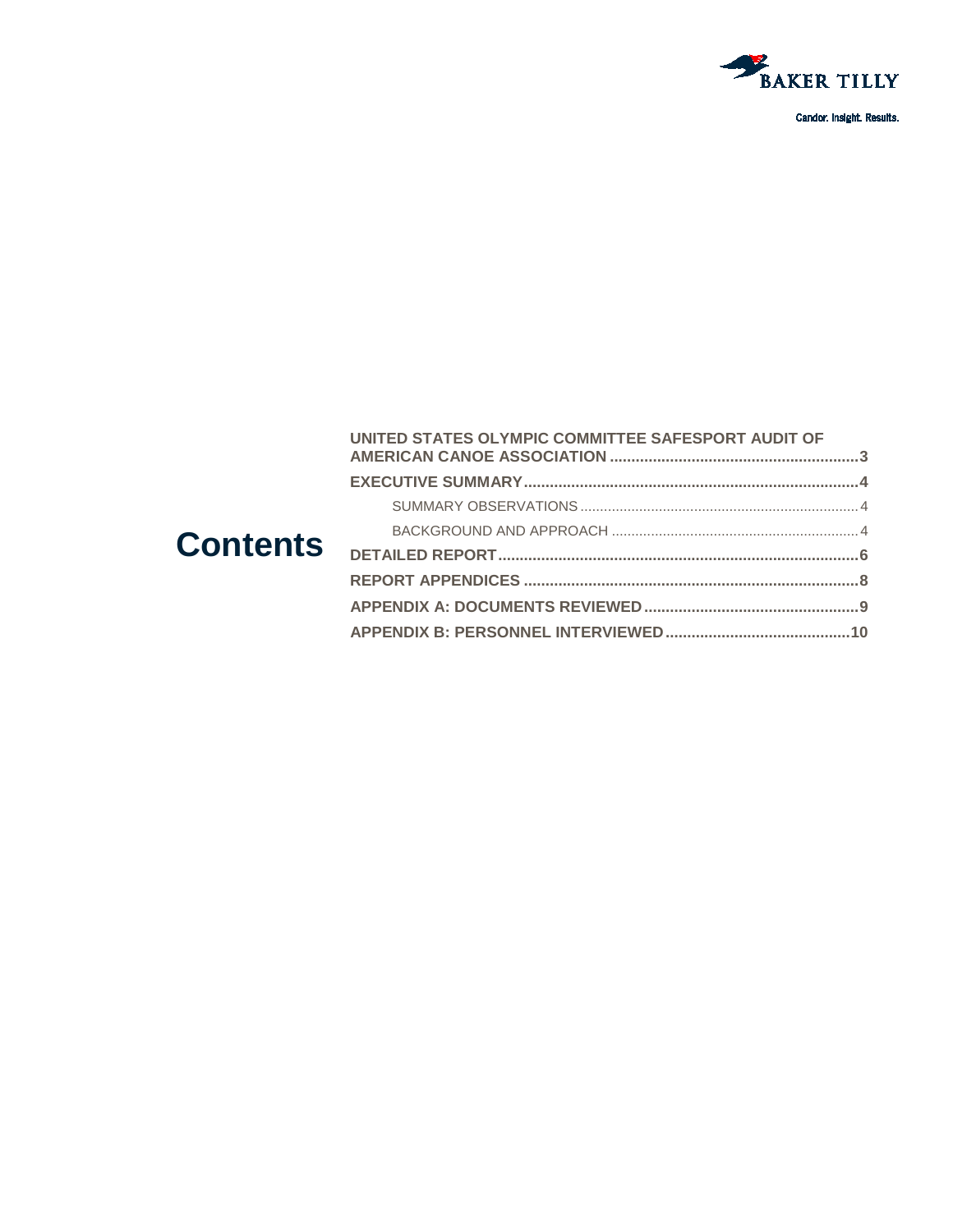# Contents

- **UNITED STATES OLYMPIC COMMITTEE SAFESPORT AUDIT OF AMERICAN CANOE ASSOCIATION** .......... 3
- **EXECUTIVE SUMMARY** .......... 4
  - SUMMARY OBSERVATIONS .......... 4
  - BACKGROUND AND APPROACH .......... 4
- **DETAILED REPORT** .......... 6
- **REPORT APPENDICES** .......... 8
- **APPENDIX A: DOCUMENTS REVIEWED** .......... 9
- **APPENDIX B: PERSONNEL INTERVIEWED** .......... 10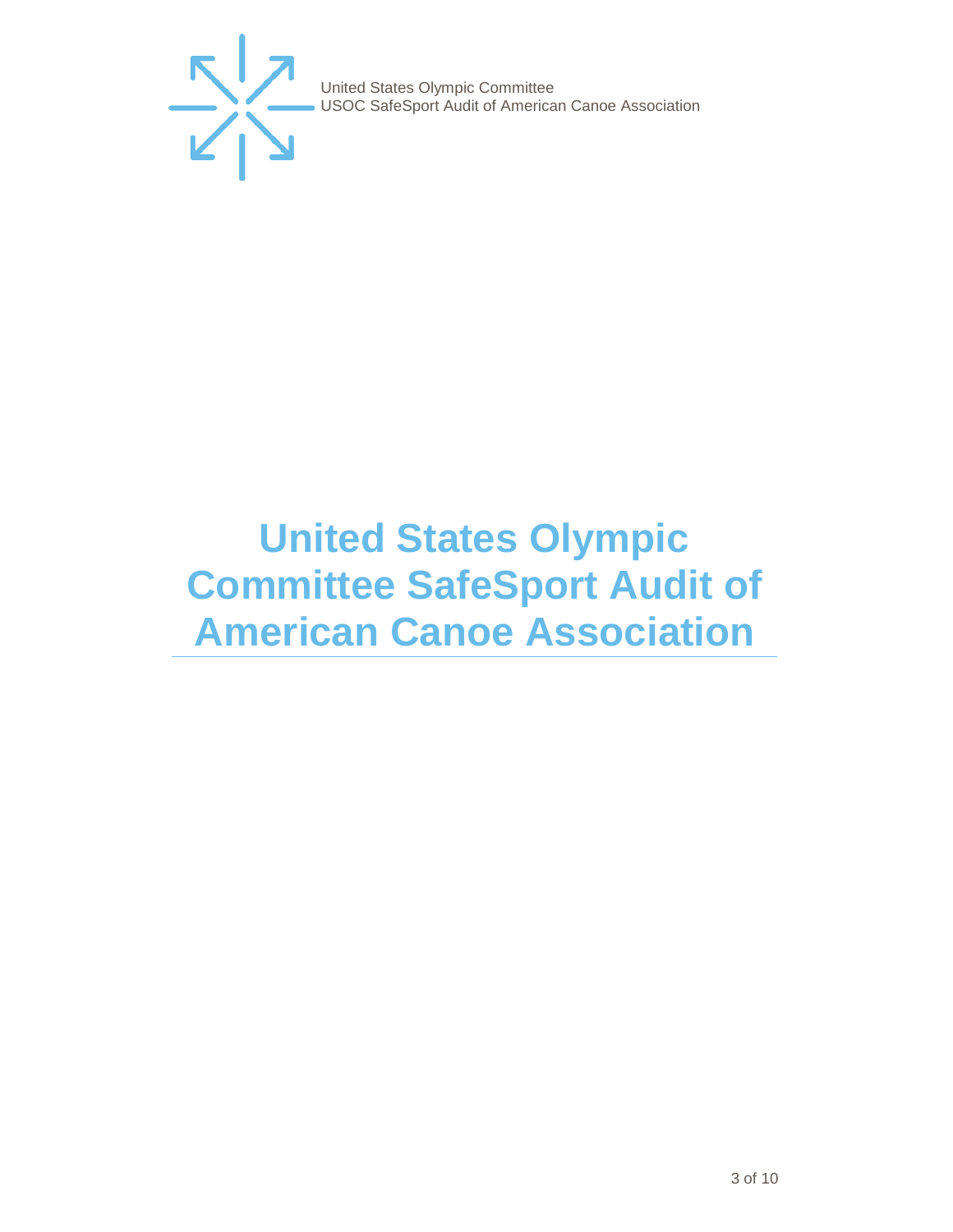# United States Olympic Committee SafeSport Audit of American Canoe Association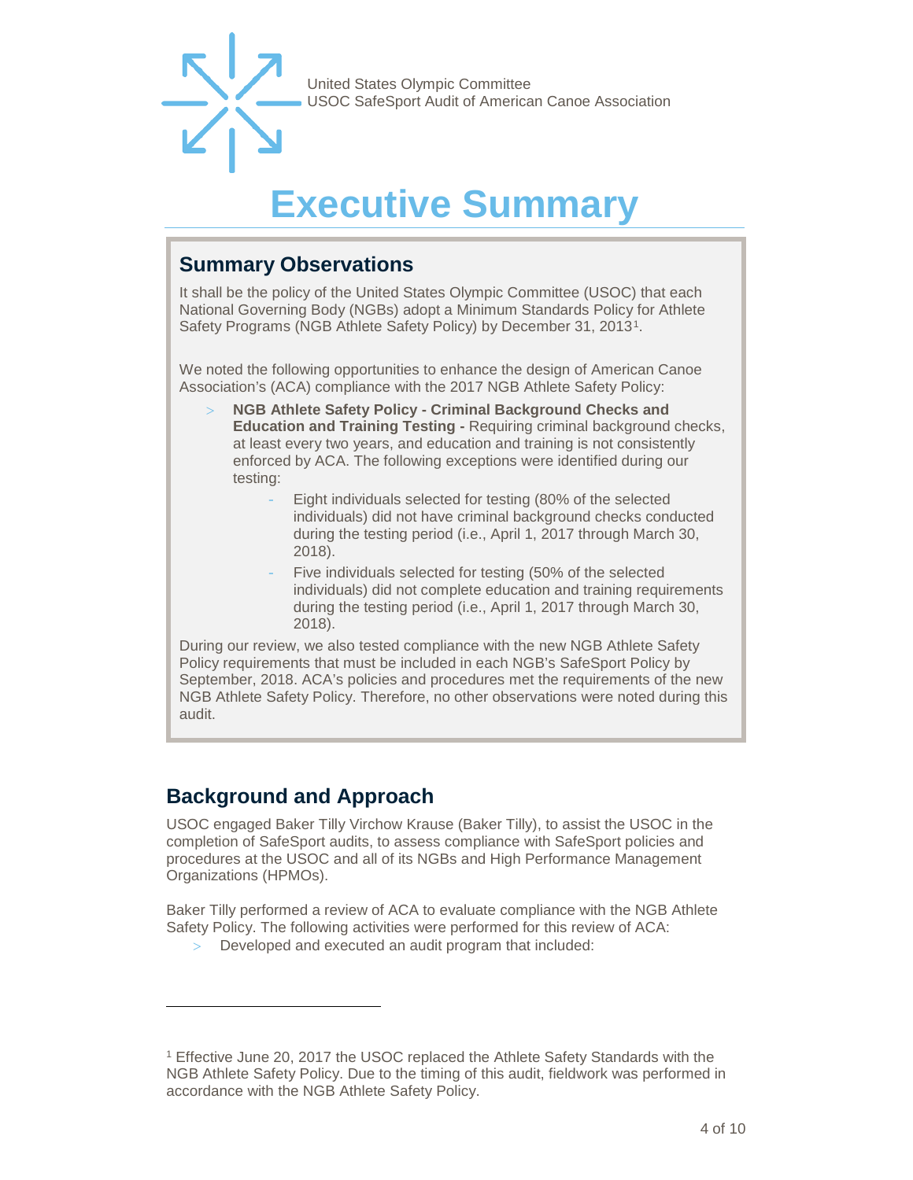# Executive Summary

## Summary Observations

It shall be the policy of the United States Olympic Committee (USOC) that each National Governing Body (NGBs) adopt a Minimum Standards Policy for Athlete Safety Programs (NGB Athlete Safety Policy) by December 31, 2013[1].

We noted the following opportunities to enhance the design of American Canoe Association's (ACA) compliance with the 2017 NGB Athlete Safety Policy:

- **NGB Athlete Safety Policy - Criminal Background Checks and Education and Training Testing -** Requiring criminal background checks, at least every two years, and education and training is not consistently enforced by ACA. The following exceptions were identified during our testing:
  - Eight individuals selected for testing (80% of the selected individuals) did not have criminal background checks conducted during the testing period (i.e., April 1, 2017 through March 30, 2018).
  - Five individuals selected for testing (50% of the selected individuals) did not complete education and training requirements during the testing period (i.e., April 1, 2017 through March 30, 2018).

During our review, we also tested compliance with the new NGB Athlete Safety Policy requirements that must be included in each NGB's SafeSport Policy by September, 2018. ACA's policies and procedures met the requirements of the new NGB Athlete Safety Policy. Therefore, no other observations were noted during this audit.

## Background and Approach

USOC engaged Baker Tilly Virchow Krause (Baker Tilly), to assist the USOC in the completion of SafeSport audits, to assess compliance with SafeSport policies and procedures at the USOC and all of its NGBs and High Performance Management Organizations (HPMOs).

Baker Tilly performed a review of ACA to evaluate compliance with the NGB Athlete Safety Policy. The following activities were performed for this review of ACA:

- Developed and executed an audit program that included:

---

[1] Effective June 20, 2017 the USOC replaced the Athlete Safety Standards with the NGB Athlete Safety Policy. Due to the timing of this audit, fieldwork was performed in accordance with the NGB Athlete Safety Policy.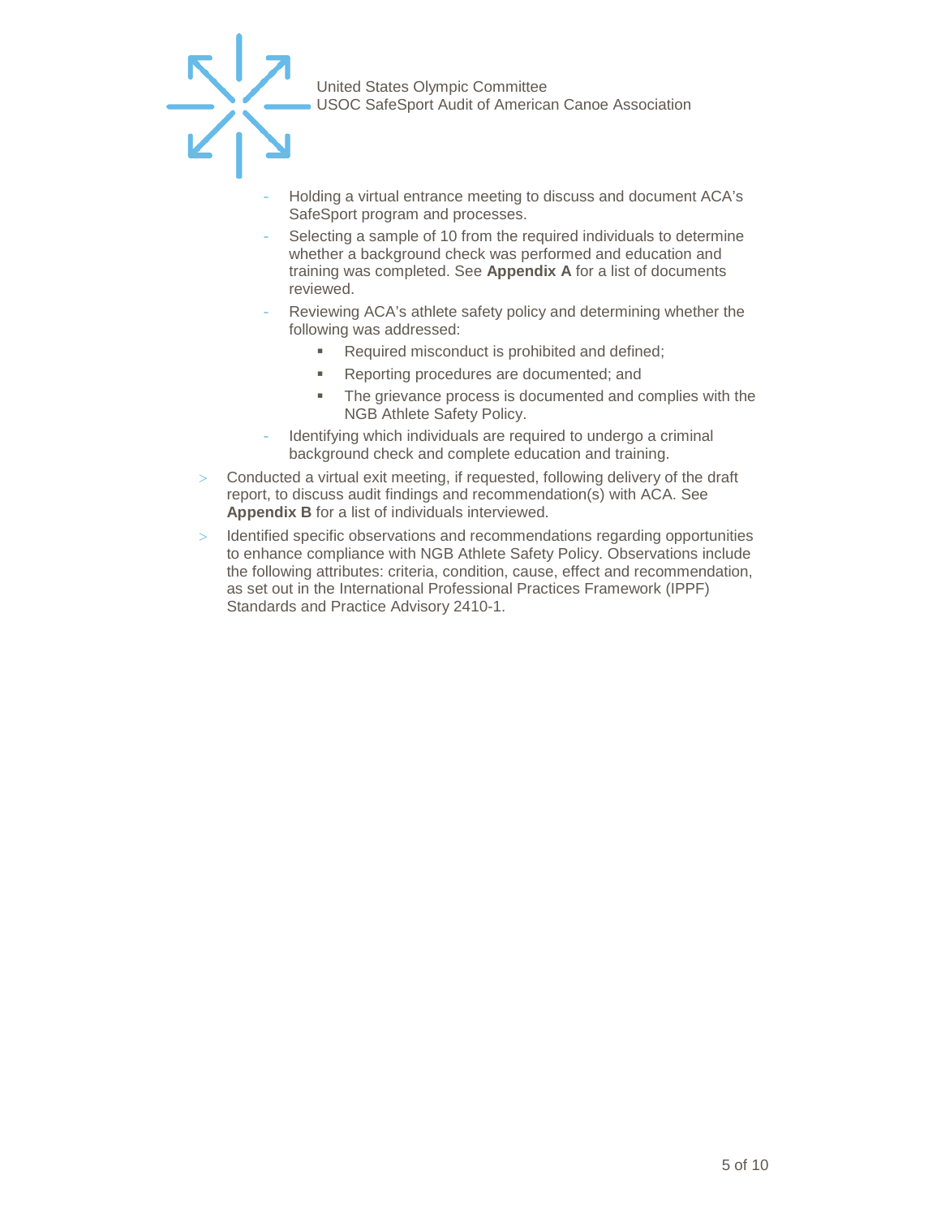- Holding a virtual entrance meeting to discuss and document ACA's SafeSport program and processes.
  - Selecting a sample of 10 from the required individuals to determine whether a background check was performed and education and training was completed. See **Appendix A** for a list of documents reviewed.
  - Reviewing ACA's athlete safety policy and determining whether the following was addressed:
    - Required misconduct is prohibited and defined;
    - Reporting procedures are documented; and
    - The grievance process is documented and complies with the NGB Athlete Safety Policy.
  - Identifying which individuals are required to undergo a criminal background check and complete education and training.
- Conducted a virtual exit meeting, if requested, following delivery of the draft report, to discuss audit findings and recommendation(s) with ACA. See **Appendix B** for a list of individuals interviewed.
- Identified specific observations and recommendations regarding opportunities to enhance compliance with NGB Athlete Safety Policy. Observations include the following attributes: criteria, condition, cause, effect and recommendation, as set out in the International Professional Practices Framework (IPPF) Standards and Practice Advisory 2410-1.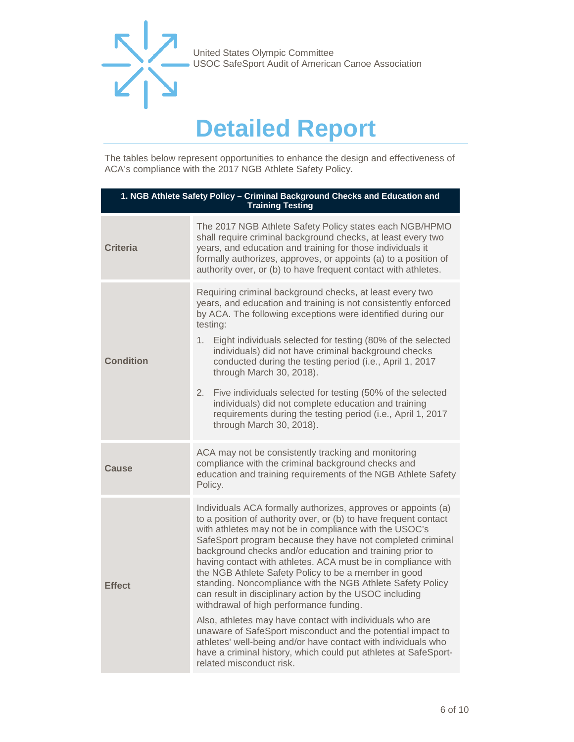# Detailed Report

The tables below represent opportunities to enhance the design and effectiveness of ACA's compliance with the 2017 NGB Athlete Safety Policy.

| 1. NGB Athlete Safety Policy – Criminal Background Checks and Education and Training Testing | |
|---|---|
| **Criteria** | The 2017 NGB Athlete Safety Policy states each NGB/HPMO shall require criminal background checks, at least every two years, and education and training for those individuals it formally authorizes, approves, or appoints (a) to a position of authority over, or (b) to have frequent contact with athletes. |
| **Condition** | Requiring criminal background checks, at least every two years, and education and training is not consistently enforced by ACA. The following exceptions were identified during our testing:<br>1. Eight individuals selected for testing (80% of the selected individuals) did not have criminal background checks conducted during the testing period (i.e., April 1, 2017 through March 30, 2018).<br>2. Five individuals selected for testing (50% of the selected individuals) did not complete education and training requirements during the testing period (i.e., April 1, 2017 through March 30, 2018). |
| **Cause** | ACA may not be consistently tracking and monitoring compliance with the criminal background checks and education and training requirements of the NGB Athlete Safety Policy. |
| **Effect** | Individuals ACA formally authorizes, approves or appoints (a) to a position of authority over, or (b) to have frequent contact with athletes may not be in compliance with the USOC's SafeSport program because they have not completed criminal background checks and/or education and training prior to having contact with athletes. ACA must be in compliance with the NGB Athlete Safety Policy to be a member in good standing. Noncompliance with the NGB Athlete Safety Policy can result in disciplinary action by the USOC including withdrawal of high performance funding.<br><br>Also, athletes may have contact with individuals who are unaware of SafeSport misconduct and the potential impact to athletes' well-being and/or have contact with individuals who have a criminal history, which could put athletes at SafeSport-related misconduct risk. |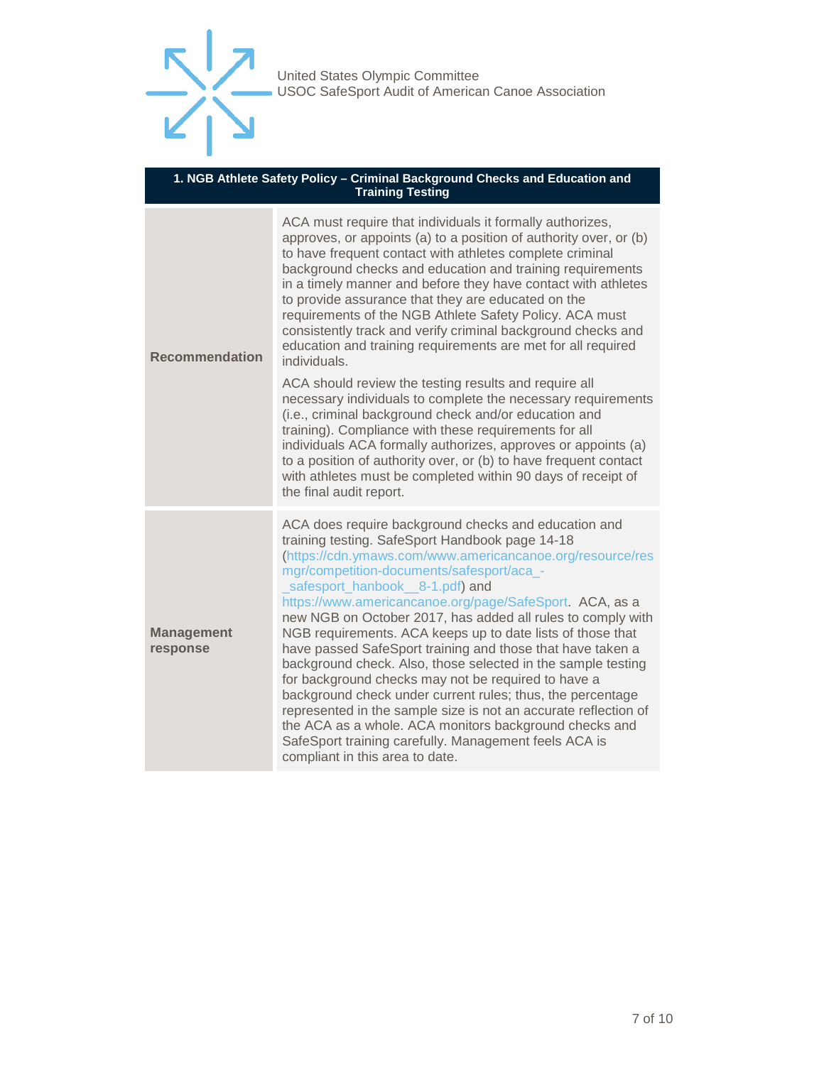| 1. NGB Athlete Safety Policy – Criminal Background Checks and Education and Training Testing | |
|---|---|
| **Recommendation** | ACA must require that individuals it formally authorizes, approves, or appoints (a) to a position of authority over, or (b) to have frequent contact with athletes complete criminal background checks and education and training requirements in a timely manner and before they have contact with athletes to provide assurance that they are educated on the requirements of the NGB Athlete Safety Policy. ACA must consistently track and verify criminal background checks and education and training requirements are met for all required individuals.<br><br>ACA should review the testing results and require all necessary individuals to complete the necessary requirements (i.e., criminal background check and/or education and training). Compliance with these requirements for all individuals ACA formally authorizes, approves or appoints (a) to a position of authority over, or (b) to have frequent contact with athletes must be completed within 90 days of receipt of the final audit report. |
| **Management response** | ACA does require background checks and education and training testing. SafeSport Handbook page 14-18 (https://cdn.ymaws.com/www.americancanoe.org/resource/resmgr/competition-documents/safesport/aca_-_safesport_hanbook__8-1.pdf) and https://www.americancanoe.org/page/SafeSport. ACA, as a new NGB on October 2017, has added all rules to comply with NGB requirements. ACA keeps up to date lists of those that have passed SafeSport training and those that have taken a background check. Also, those selected in the sample testing for background checks may not be required to have a background check under current rules; thus, the percentage represented in the sample size is not an accurate reflection of the ACA as a whole. ACA monitors background checks and SafeSport training carefully. Management feels ACA is compliant in this area to date. |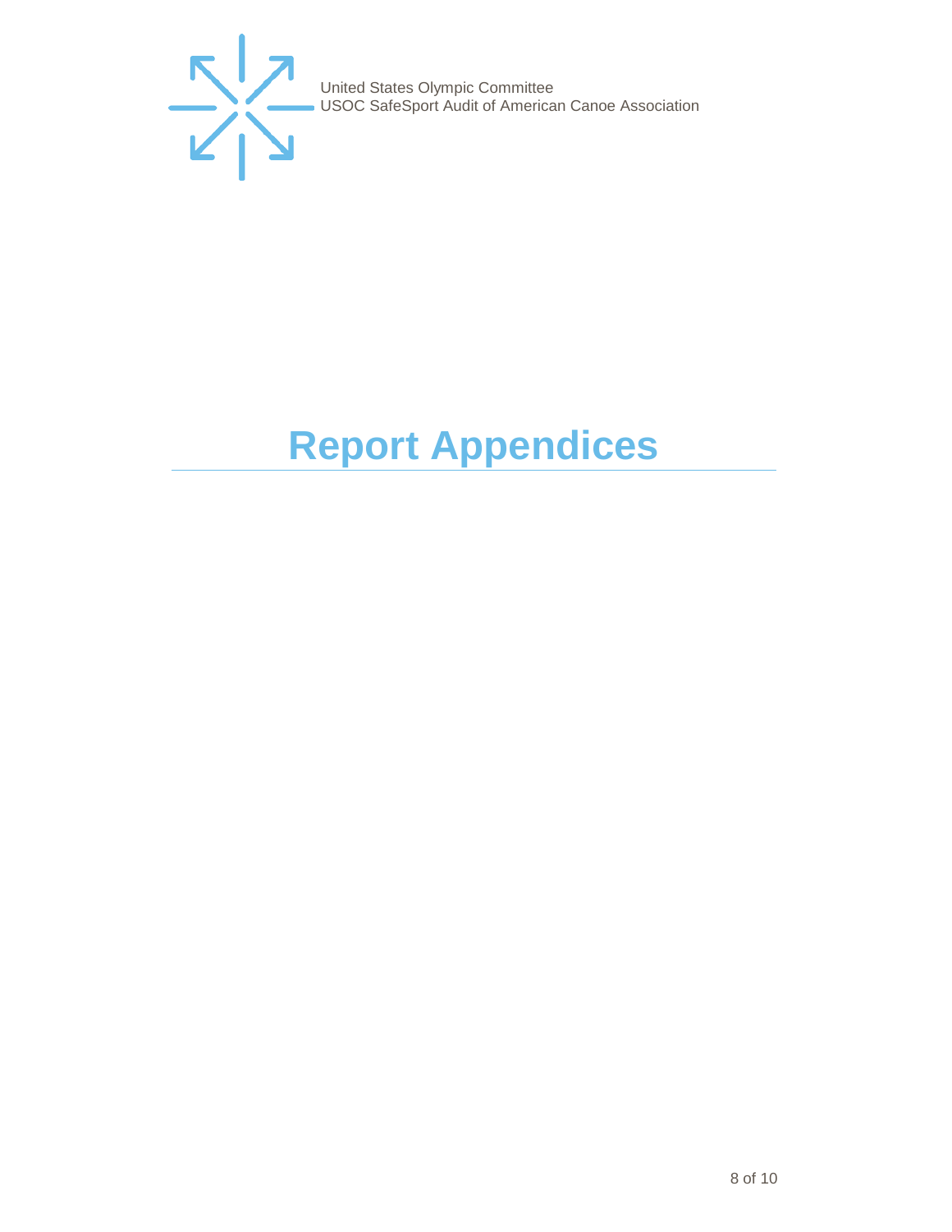# Report Appendices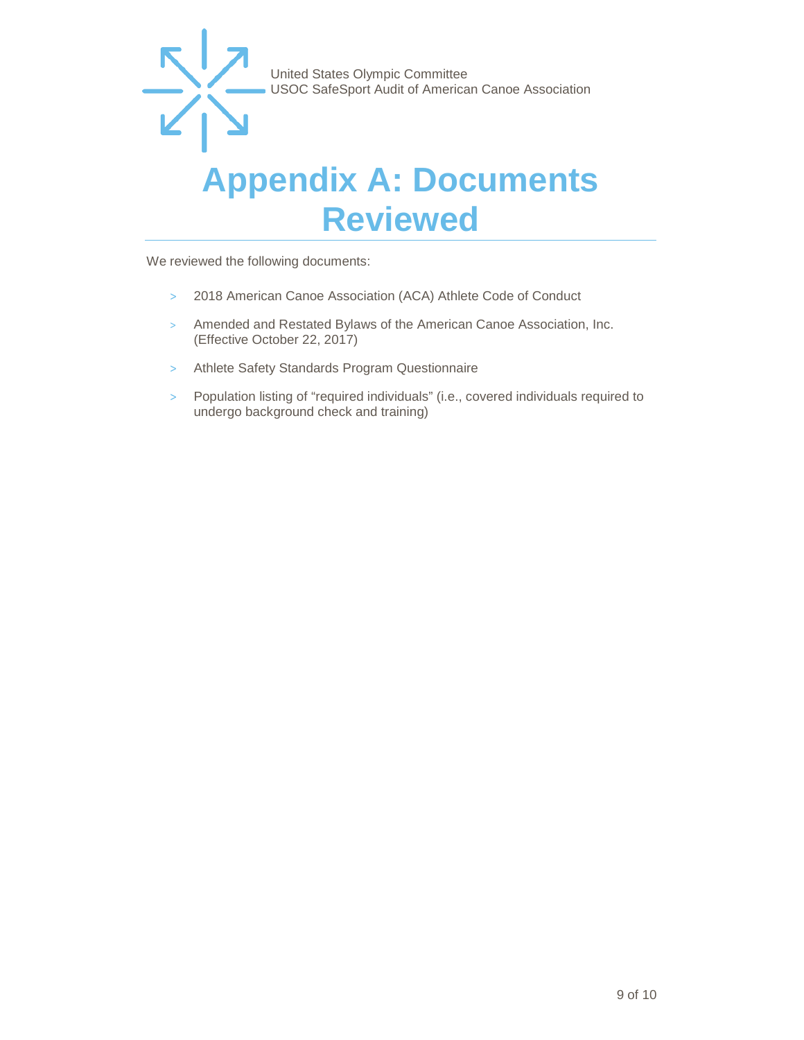# Appendix A: Documents Reviewed

We reviewed the following documents:

- 2018 American Canoe Association (ACA) Athlete Code of Conduct
- Amended and Restated Bylaws of the American Canoe Association, Inc. (Effective October 22, 2017)
- Athlete Safety Standards Program Questionnaire
- Population listing of "required individuals" (i.e., covered individuals required to undergo background check and training)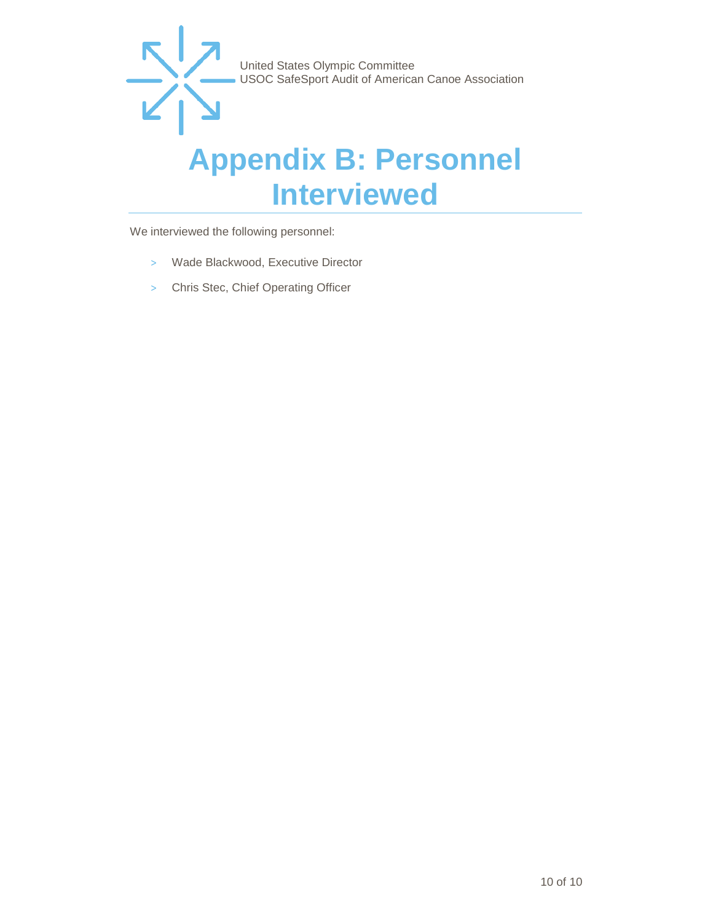# Appendix B: Personnel Interviewed

We interviewed the following personnel:

- Wade Blackwood, Executive Director
- Chris Stec, Chief Operating Officer